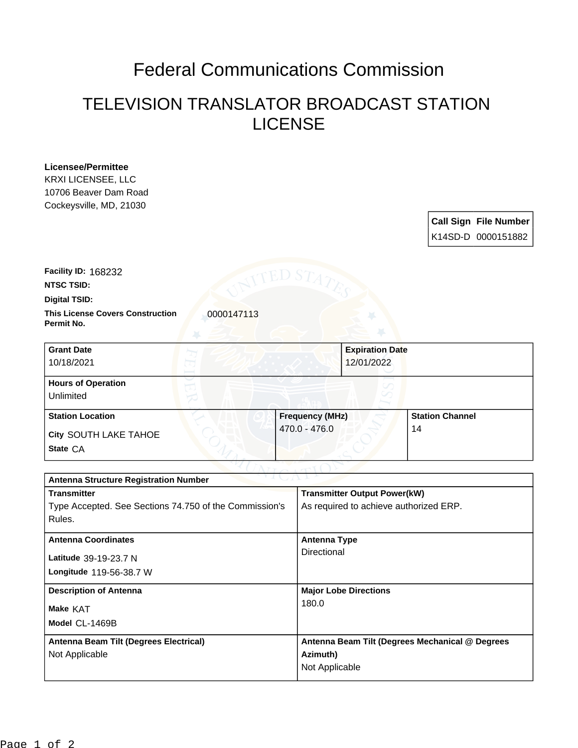# Federal Communications Commission

## TELEVISION TRANSLATOR BROADCAST STATION LICENSE

**Licensee/Permittee**
KRXI LICENSEE, LLC
10706 Beaver Dam Road
Cockeysville, MD, 21030

| Call Sign | File Number |
| --- | --- |
| K14SD-D | 0000151882 |

**Facility ID:** 168232

**NTSC TSID:**

**Digital TSID:**

**This License Covers Construction Permit No.** 0000147113

| Grant Date | Expiration Date |
| --- | --- |
| 10/18/2021 | 12/01/2022 |

| Hours of Operation |
| --- |
| Unlimited |

| Station Location | Frequency (MHz) | Station Channel |
| --- | --- | --- |
| City SOUTH LAKE TAHOE<br>State CA | 470.0 - 476.0 | 14 |

| Antenna Structure Registration Number | |
| --- | --- |
| **Transmitter**<br>Type Accepted. See Sections 74.750 of the Commission's Rules. | **Transmitter Output Power(kW)**<br>As required to achieve authorized ERP. |
| **Antenna Coordinates**<br>Latitude 39-19-23.7 N<br>Longitude 119-56-38.7 W | **Antenna Type**<br>Directional |
| **Description of Antenna**<br>Make KAT<br>Model CL-1469B | **Major Lobe Directions**<br>180.0 |
| **Antenna Beam Tilt (Degrees Electrical)**<br>Not Applicable | **Antenna Beam Tilt (Degrees Mechanical @ Degrees Azimuth)**<br>Not Applicable |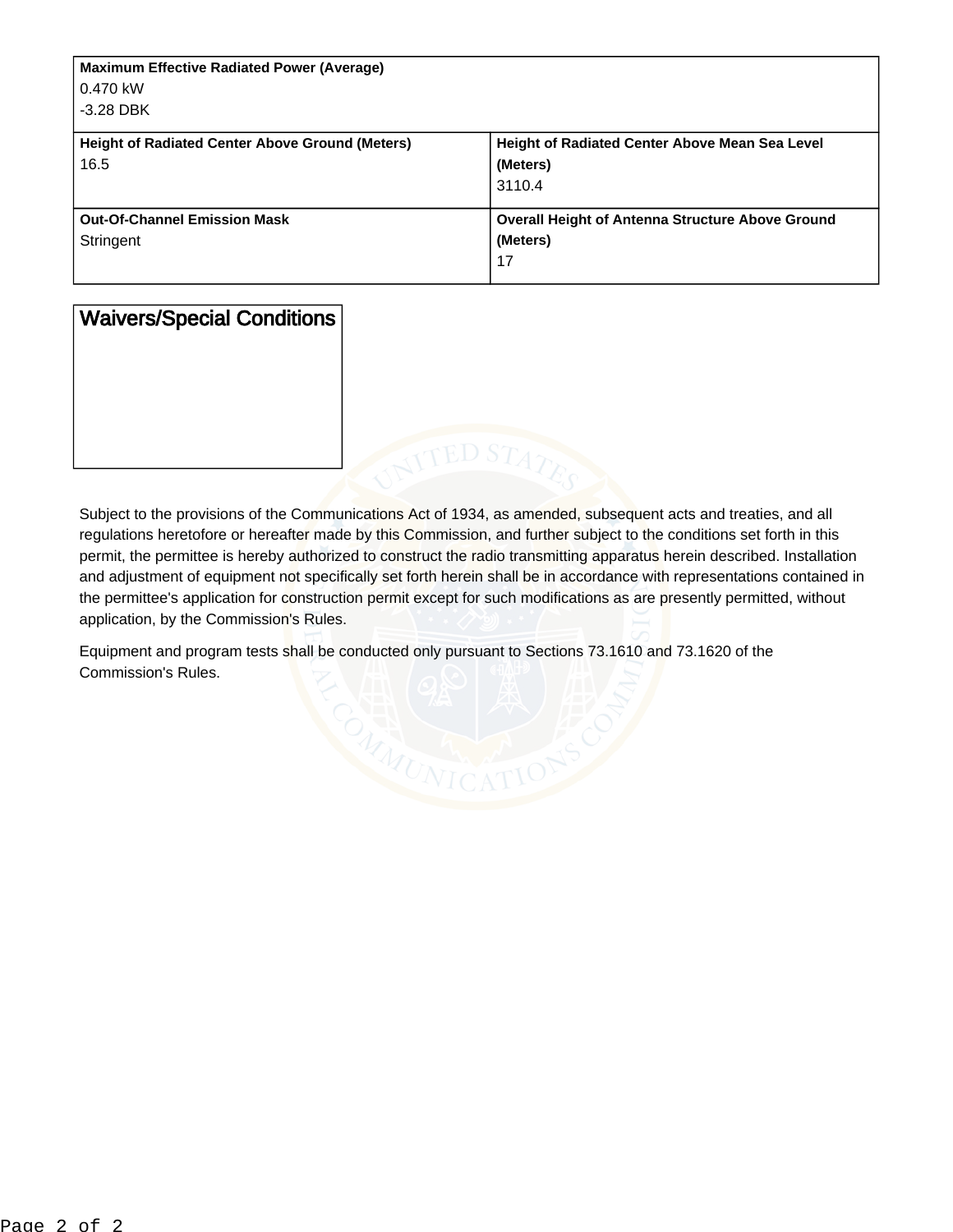| | |
|---|---|
| **Maximum Effective Radiated Power (Average)**<br>0.470 kW<br>-3.28 DBK | |
| **Height of Radiated Center Above Ground (Meters)**<br>16.5 | **Height of Radiated Center Above Mean Sea Level (Meters)**<br>3110.4 |
| **Out-Of-Channel Emission Mask**<br>Stringent | **Overall Height of Antenna Structure Above Ground (Meters)**<br>17 |

## Waivers/Special Conditions

Subject to the provisions of the Communications Act of 1934, as amended, subsequent acts and treaties, and all regulations heretofore or hereafter made by this Commission, and further subject to the conditions set forth in this permit, the permittee is hereby authorized to construct the radio transmitting apparatus herein described. Installation and adjustment of equipment not specifically set forth herein shall be in accordance with representations contained in the permittee's application for construction permit except for such modifications as are presently permitted, without application, by the Commission's Rules.

Equipment and program tests shall be conducted only pursuant to Sections 73.1610 and 73.1620 of the Commission's Rules.